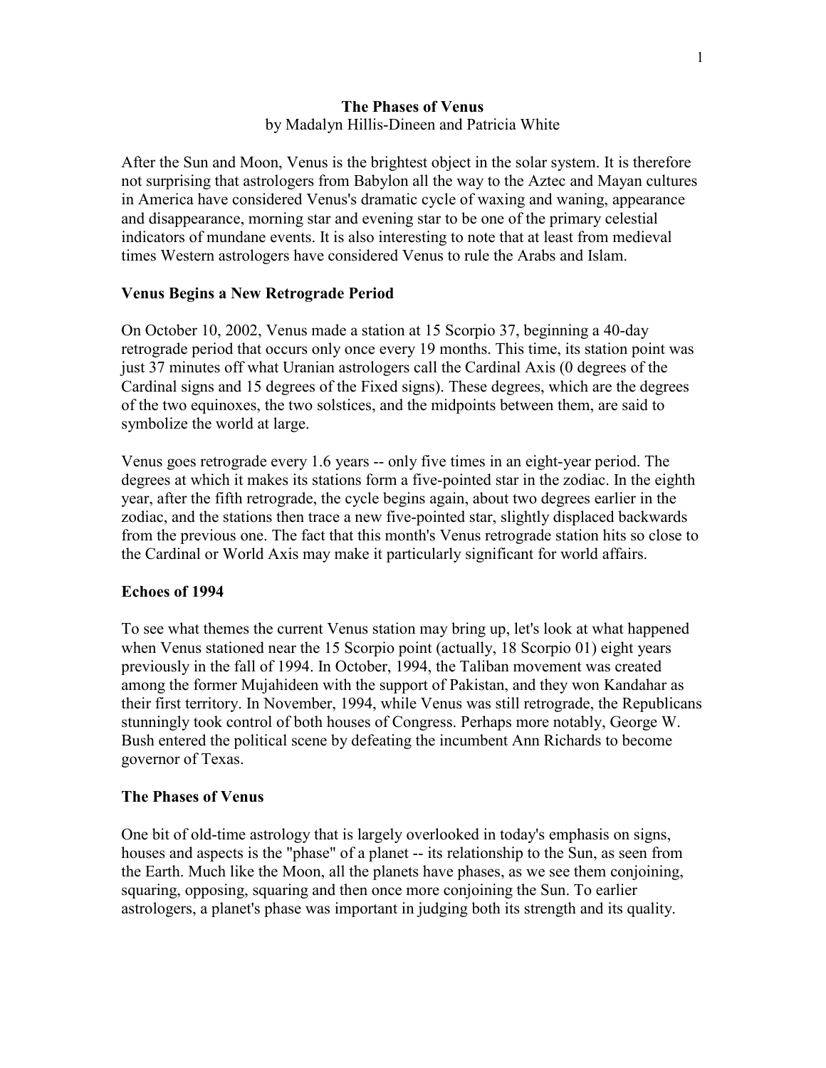# The Phases of Venus

by Madalyn Hillis-Dineen and Patricia White

After the Sun and Moon, Venus is the brightest object in the solar system. It is therefore not surprising that astrologers from Babylon all the way to the Aztec and Mayan cultures in America have considered Venus's dramatic cycle of waxing and waning, appearance and disappearance, morning star and evening star to be one of the primary celestial indicators of mundane events. It is also interesting to note that at least from medieval times Western astrologers have considered Venus to rule the Arabs and Islam.

## Venus Begins a New Retrograde Period

On October 10, 2002, Venus made a station at 15 Scorpio 37, beginning a 40-day retrograde period that occurs only once every 19 months. This time, its station point was just 37 minutes off what Uranian astrologers call the Cardinal Axis (0 degrees of the Cardinal signs and 15 degrees of the Fixed signs). These degrees, which are the degrees of the two equinoxes, the two solstices, and the midpoints between them, are said to symbolize the world at large.

Venus goes retrograde every 1.6 years -- only five times in an eight-year period. The degrees at which it makes its stations form a five-pointed star in the zodiac. In the eighth year, after the fifth retrograde, the cycle begins again, about two degrees earlier in the zodiac, and the stations then trace a new five-pointed star, slightly displaced backwards from the previous one. The fact that this month's Venus retrograde station hits so close to the Cardinal or World Axis may make it particularly significant for world affairs.

## Echoes of 1994

To see what themes the current Venus station may bring up, let's look at what happened when Venus stationed near the 15 Scorpio point (actually, 18 Scorpio 01) eight years previously in the fall of 1994. In October, 1994, the Taliban movement was created among the former Mujahideen with the support of Pakistan, and they won Kandahar as their first territory. In November, 1994, while Venus was still retrograde, the Republicans stunningly took control of both houses of Congress. Perhaps more notably, George W. Bush entered the political scene by defeating the incumbent Ann Richards to become governor of Texas.

## The Phases of Venus

One bit of old-time astrology that is largely overlooked in today's emphasis on signs, houses and aspects is the "phase" of a planet -- its relationship to the Sun, as seen from the Earth. Much like the Moon, all the planets have phases, as we see them conjoining, squaring, opposing, squaring and then once more conjoining the Sun. To earlier astrologers, a planet's phase was important in judging both its strength and its quality.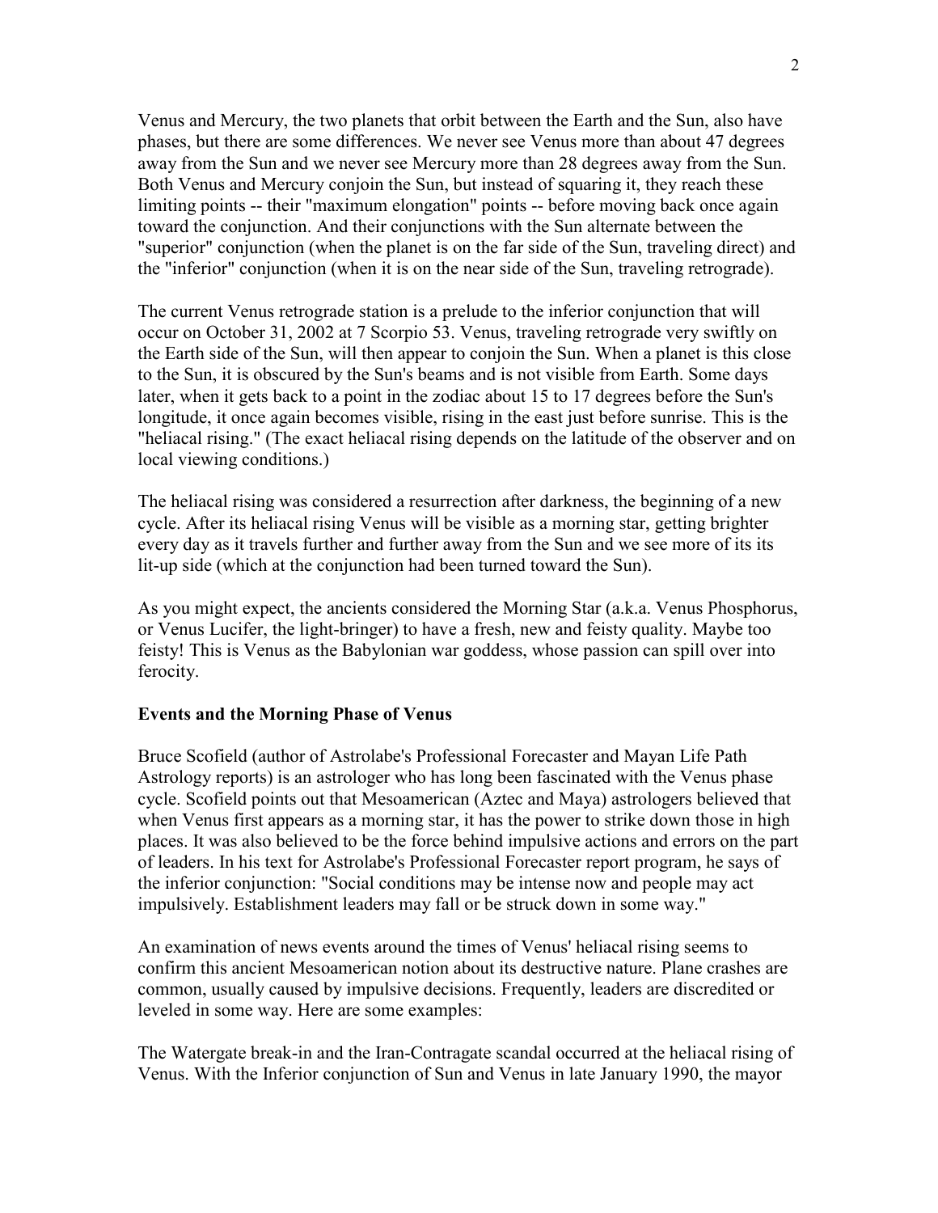Venus and Mercury, the two planets that orbit between the Earth and the Sun, also have phases, but there are some differences. We never see Venus more than about 47 degrees away from the Sun and we never see Mercury more than 28 degrees away from the Sun. Both Venus and Mercury conjoin the Sun, but instead of squaring it, they reach these limiting points -- their "maximum elongation" points -- before moving back once again toward the conjunction. And their conjunctions with the Sun alternate between the "superior" conjunction (when the planet is on the far side of the Sun, traveling direct) and the "inferior" conjunction (when it is on the near side of the Sun, traveling retrograde).

The current Venus retrograde station is a prelude to the inferior conjunction that will occur on October 31, 2002 at 7 Scorpio 53. Venus, traveling retrograde very swiftly on the Earth side of the Sun, will then appear to conjoin the Sun. When a planet is this close to the Sun, it is obscured by the Sun's beams and is not visible from Earth. Some days later, when it gets back to a point in the zodiac about 15 to 17 degrees before the Sun's longitude, it once again becomes visible, rising in the east just before sunrise. This is the "heliacal rising." (The exact heliacal rising depends on the latitude of the observer and on local viewing conditions.)

The heliacal rising was considered a resurrection after darkness, the beginning of a new cycle. After its heliacal rising Venus will be visible as a morning star, getting brighter every day as it travels further and further away from the Sun and we see more of its its lit-up side (which at the conjunction had been turned toward the Sun).

As you might expect, the ancients considered the Morning Star (a.k.a. Venus Phosphorus, or Venus Lucifer, the light-bringer) to have a fresh, new and feisty quality. Maybe too feisty! This is Venus as the Babylonian war goddess, whose passion can spill over into ferocity.

**Events and the Morning Phase of Venus**

Bruce Scofield (author of Astrolabe's Professional Forecaster and Mayan Life Path Astrology reports) is an astrologer who has long been fascinated with the Venus phase cycle. Scofield points out that Mesoamerican (Aztec and Maya) astrologers believed that when Venus first appears as a morning star, it has the power to strike down those in high places. It was also believed to be the force behind impulsive actions and errors on the part of leaders. In his text for Astrolabe's Professional Forecaster report program, he says of the inferior conjunction: "Social conditions may be intense now and people may act impulsively. Establishment leaders may fall or be struck down in some way."

An examination of news events around the times of Venus' heliacal rising seems to confirm this ancient Mesoamerican notion about its destructive nature. Plane crashes are common, usually caused by impulsive decisions. Frequently, leaders are discredited or leveled in some way. Here are some examples:

The Watergate break-in and the Iran-Contragate scandal occurred at the heliacal rising of Venus. With the Inferior conjunction of Sun and Venus in late January 1990, the mayor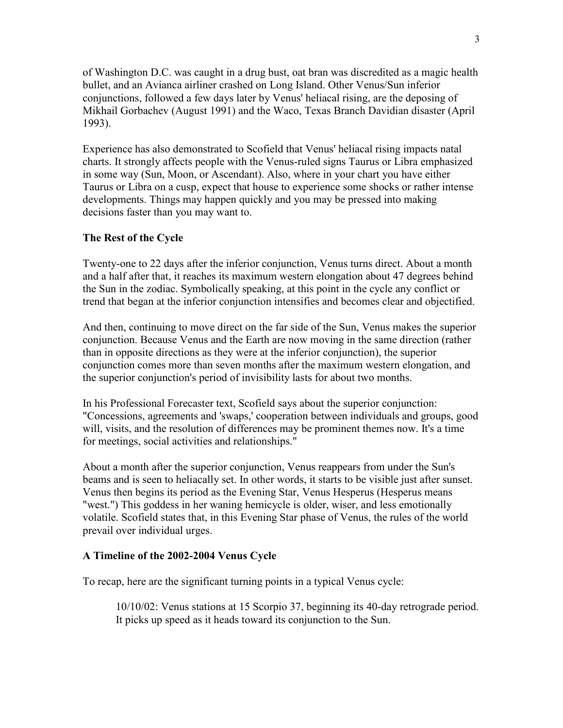of Washington D.C. was caught in a drug bust, oat bran was discredited as a magic health bullet, and an Avianca airliner crashed on Long Island. Other Venus/Sun inferior conjunctions, followed a few days later by Venus' heliacal rising, are the deposing of Mikhail Gorbachev (August 1991) and the Waco, Texas Branch Davidian disaster (April 1993).

Experience has also demonstrated to Scofield that Venus' heliacal rising impacts natal charts. It strongly affects people with the Venus-ruled signs Taurus or Libra emphasized in some way (Sun, Moon, or Ascendant). Also, where in your chart you have either Taurus or Libra on a cusp, expect that house to experience some shocks or rather intense developments. Things may happen quickly and you may be pressed into making decisions faster than you may want to.

**The Rest of the Cycle**

Twenty-one to 22 days after the inferior conjunction, Venus turns direct. About a month and a half after that, it reaches its maximum western elongation about 47 degrees behind the Sun in the zodiac. Symbolically speaking, at this point in the cycle any conflict or trend that began at the inferior conjunction intensifies and becomes clear and objectified.

And then, continuing to move direct on the far side of the Sun, Venus makes the superior conjunction. Because Venus and the Earth are now moving in the same direction (rather than in opposite directions as they were at the inferior conjunction), the superior conjunction comes more than seven months after the maximum western elongation, and the superior conjunction's period of invisibility lasts for about two months.

In his Professional Forecaster text, Scofield says about the superior conjunction: "Concessions, agreements and 'swaps,' cooperation between individuals and groups, good will, visits, and the resolution of differences may be prominent themes now. It's a time for meetings, social activities and relationships."

About a month after the superior conjunction, Venus reappears from under the Sun's beams and is seen to heliacally set. In other words, it starts to be visible just after sunset. Venus then begins its period as the Evening Star, Venus Hesperus (Hesperus means "west.") This goddess in her waning hemicycle is older, wiser, and less emotionally volatile. Scofield states that, in this Evening Star phase of Venus, the rules of the world prevail over individual urges.

**A Timeline of the 2002-2004 Venus Cycle**

To recap, here are the significant turning points in a typical Venus cycle:

> 10/10/02: Venus stations at 15 Scorpio 37, beginning its 40-day retrograde period. It picks up speed as it heads toward its conjunction to the Sun.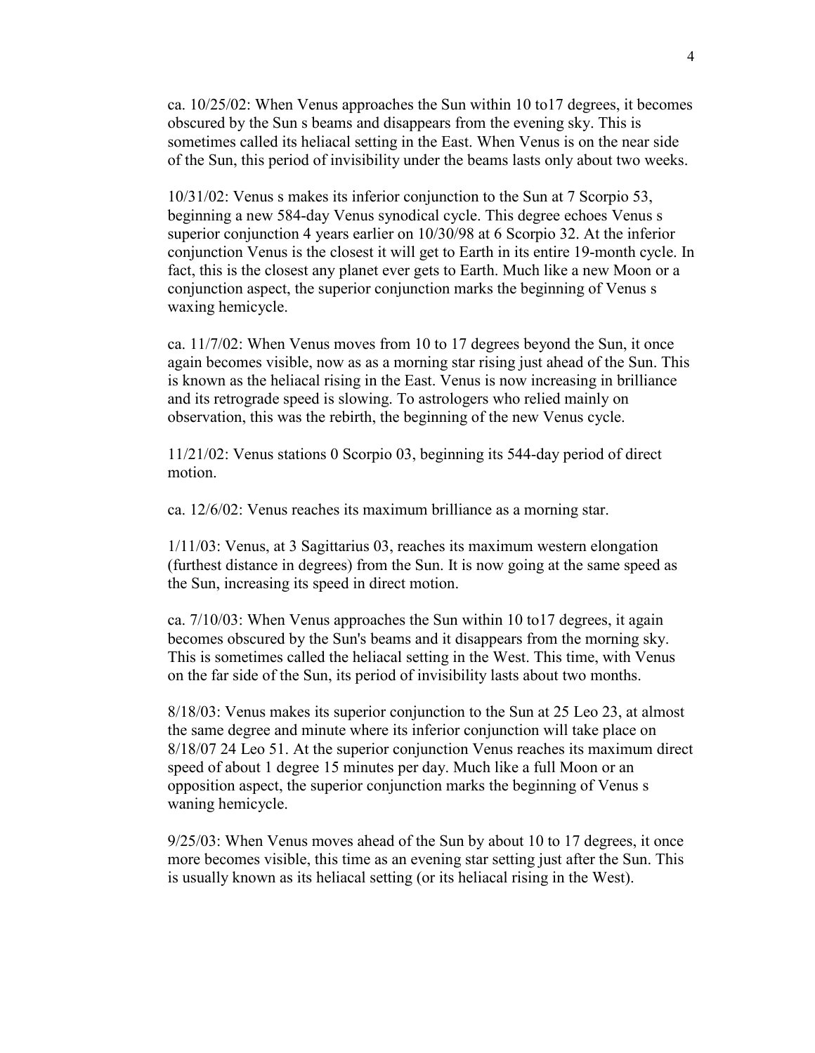ca. 10/25/02: When Venus approaches the Sun within 10 to17 degrees, it becomes obscured by the Sun s beams and disappears from the evening sky. This is sometimes called its heliacal setting in the East. When Venus is on the near side of the Sun, this period of invisibility under the beams lasts only about two weeks.

10/31/02: Venus s makes its inferior conjunction to the Sun at 7 Scorpio 53, beginning a new 584-day Venus synodical cycle. This degree echoes Venus s superior conjunction 4 years earlier on 10/30/98 at 6 Scorpio 32. At the inferior conjunction Venus is the closest it will get to Earth in its entire 19-month cycle. In fact, this is the closest any planet ever gets to Earth. Much like a new Moon or a conjunction aspect, the superior conjunction marks the beginning of Venus s waxing hemicycle.

ca. 11/7/02: When Venus moves from 10 to 17 degrees beyond the Sun, it once again becomes visible, now as as a morning star rising just ahead of the Sun. This is known as the heliacal rising in the East. Venus is now increasing in brilliance and its retrograde speed is slowing. To astrologers who relied mainly on observation, this was the rebirth, the beginning of the new Venus cycle.

11/21/02: Venus stations 0 Scorpio 03, beginning its 544-day period of direct motion.

ca. 12/6/02: Venus reaches its maximum brilliance as a morning star.

1/11/03: Venus, at 3 Sagittarius 03, reaches its maximum western elongation (furthest distance in degrees) from the Sun. It is now going at the same speed as the Sun, increasing its speed in direct motion.

ca. 7/10/03: When Venus approaches the Sun within 10 to17 degrees, it again becomes obscured by the Sun's beams and it disappears from the morning sky. This is sometimes called the heliacal setting in the West. This time, with Venus on the far side of the Sun, its period of invisibility lasts about two months.

8/18/03: Venus makes its superior conjunction to the Sun at 25 Leo 23, at almost the same degree and minute where its inferior conjunction will take place on 8/18/07 24 Leo 51. At the superior conjunction Venus reaches its maximum direct speed of about 1 degree 15 minutes per day. Much like a full Moon or an opposition aspect, the superior conjunction marks the beginning of Venus s waning hemicycle.

9/25/03: When Venus moves ahead of the Sun by about 10 to 17 degrees, it once more becomes visible, this time as an evening star setting just after the Sun. This is usually known as its heliacal setting (or its heliacal rising in the West).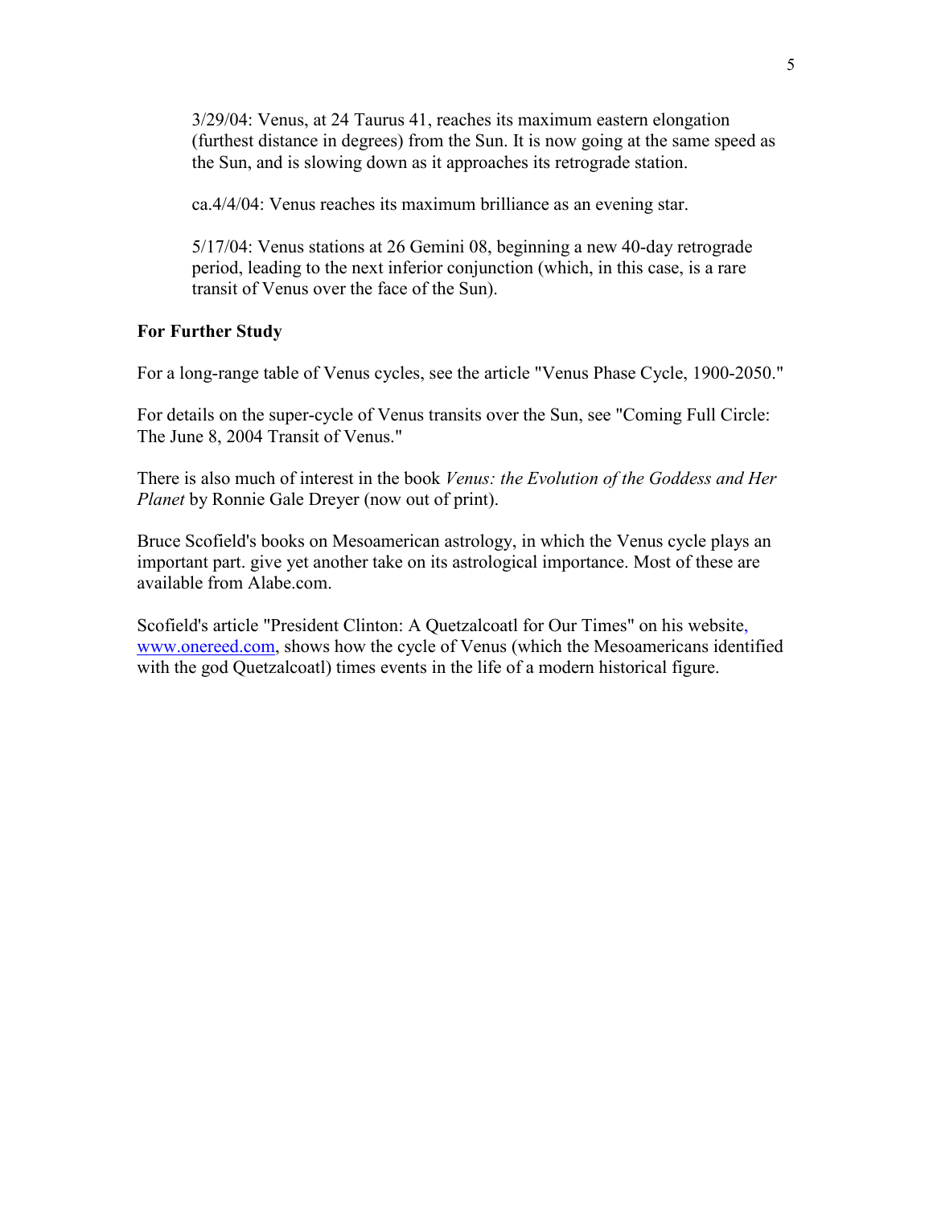3/29/04: Venus, at 24 Taurus 41, reaches its maximum eastern elongation (furthest distance in degrees) from the Sun. It is now going at the same speed as the Sun, and is slowing down as it approaches its retrograde station.

ca.4/4/04: Venus reaches its maximum brilliance as an evening star.

5/17/04: Venus stations at 26 Gemini 08, beginning a new 40-day retrograde period, leading to the next inferior conjunction (which, in this case, is a rare transit of Venus over the face of the Sun).

**For Further Study**

For a long-range table of Venus cycles, see the article "Venus Phase Cycle, 1900-2050."

For details on the super-cycle of Venus transits over the Sun, see "Coming Full Circle: The June 8, 2004 Transit of Venus."

There is also much of interest in the book *Venus: the Evolution of the Goddess and Her Planet* by Ronnie Gale Dreyer (now out of print).

Bruce Scofield's books on Mesoamerican astrology, in which the Venus cycle plays an important part. give yet another take on its astrological importance. Most of these are available from Alabe.com.

Scofield's article "President Clinton: A Quetzalcoatl for Our Times" on his website, [www.onereed.com](http://www.onereed.com), shows how the cycle of Venus (which the Mesoamericans identified with the god Quetzalcoatl) times events in the life of a modern historical figure.